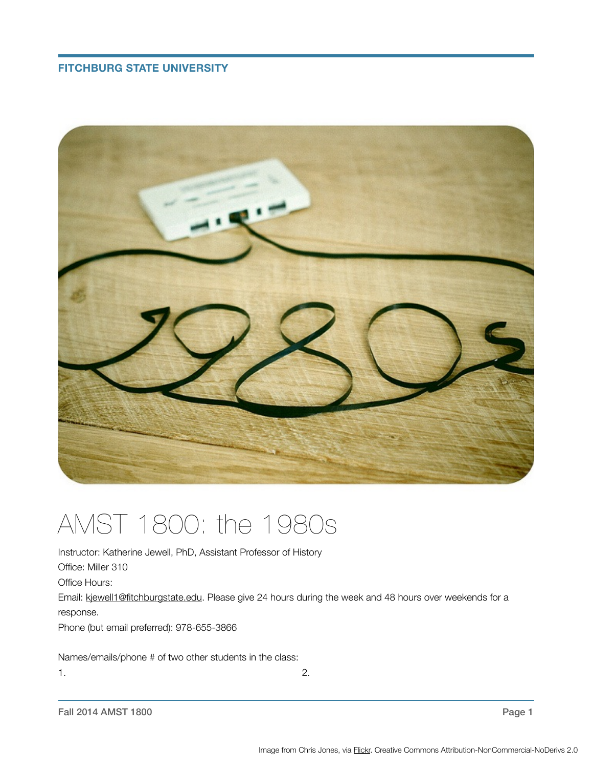**FITCHBURG STATE UNIVERSITY**

# AMST 1800: the 1980s

Instructor: Katherine Jewell, PhD, Assistant Professor of History

Office: Miller 310

Office Hours:

Email: kjewell1@fitchburgstate.edu. Please give 24 hours during the week and 48 hours over weekends for a response.

Phone (but email preferred): 978-655-3866

Names/emails/phone # of two other students in the class:

1.

2.

Image from Chris Jones, via Flickr. Creative Commons Attribution-NonCommercial-NoDerivs 2.0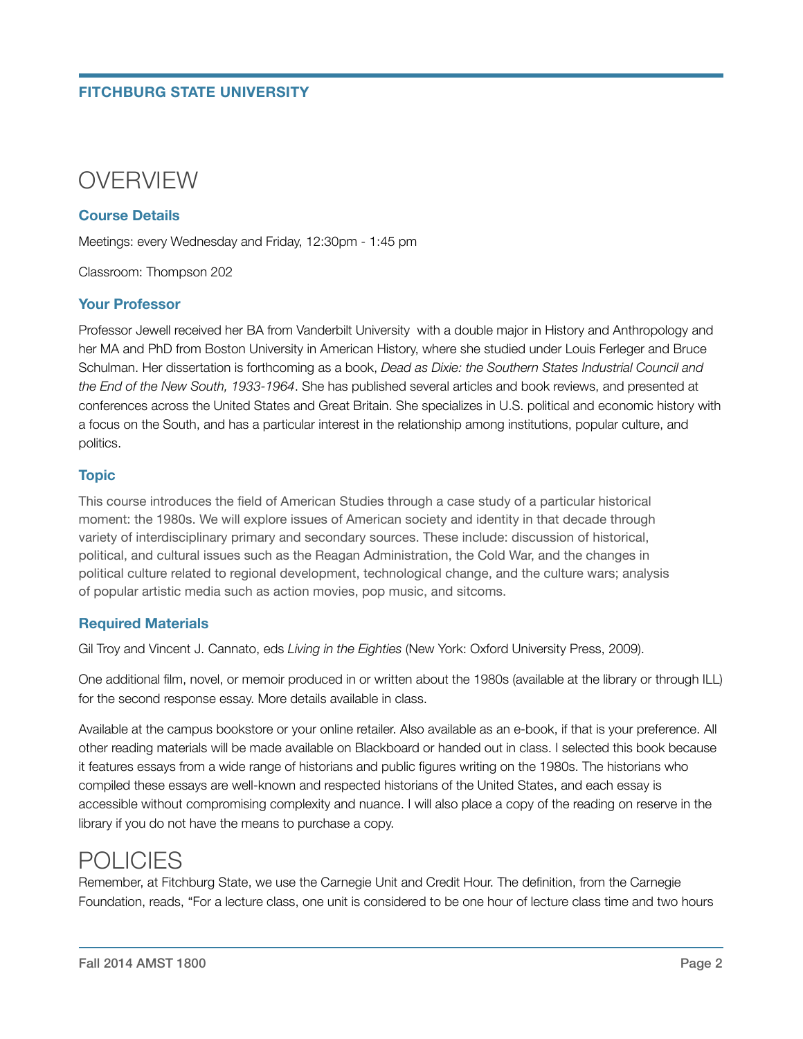# OVERVIEW

### Course Details

Meetings: every Wednesday and Friday, 12:30pm - 1:45 pm

Classroom: Thompson 202

### Your Professor

Professor Jewell received her BA from Vanderbilt University with a double major in History and Anthropology and her MA and PhD from Boston University in American History, where she studied under Louis Ferleger and Bruce Schulman. Her dissertation is forthcoming as a book, *Dead as Dixie: the Southern States Industrial Council and the End of the New South, 1933-1964*. She has published several articles and book reviews, and presented at conferences across the United States and Great Britain. She specializes in U.S. political and economic history with a focus on the South, and has a particular interest in the relationship among institutions, popular culture, and politics.

### Topic

This course introduces the field of American Studies through a case study of a particular historical moment: the 1980s. We will explore issues of American society and identity in that decade through variety of interdisciplinary primary and secondary sources. These include: discussion of historical, political, and cultural issues such as the Reagan Administration, the Cold War, and the changes in political culture related to regional development, technological change, and the culture wars; analysis of popular artistic media such as action movies, pop music, and sitcoms.

### Required Materials

Gil Troy and Vincent J. Cannato, eds *Living in the Eighties* (New York: Oxford University Press, 2009).

One additional film, novel, or memoir produced in or written about the 1980s (available at the library or through ILL) for the second response essay. More details available in class.

Available at the campus bookstore or your online retailer. Also available as an e-book, if that is your preference. All other reading materials will be made available on Blackboard or handed out in class. I selected this book because it features essays from a wide range of historians and public figures writing on the 1980s. The historians who compiled these essays are well-known and respected historians of the United States, and each essay is accessible without compromising complexity and nuance. I will also place a copy of the reading on reserve in the library if you do not have the means to purchase a copy.

# POLICIES

Remember, at Fitchburg State, we use the Carnegie Unit and Credit Hour. The definition, from the Carnegie Foundation, reads, "For a lecture class, one unit is considered to be one hour of lecture class time and two hours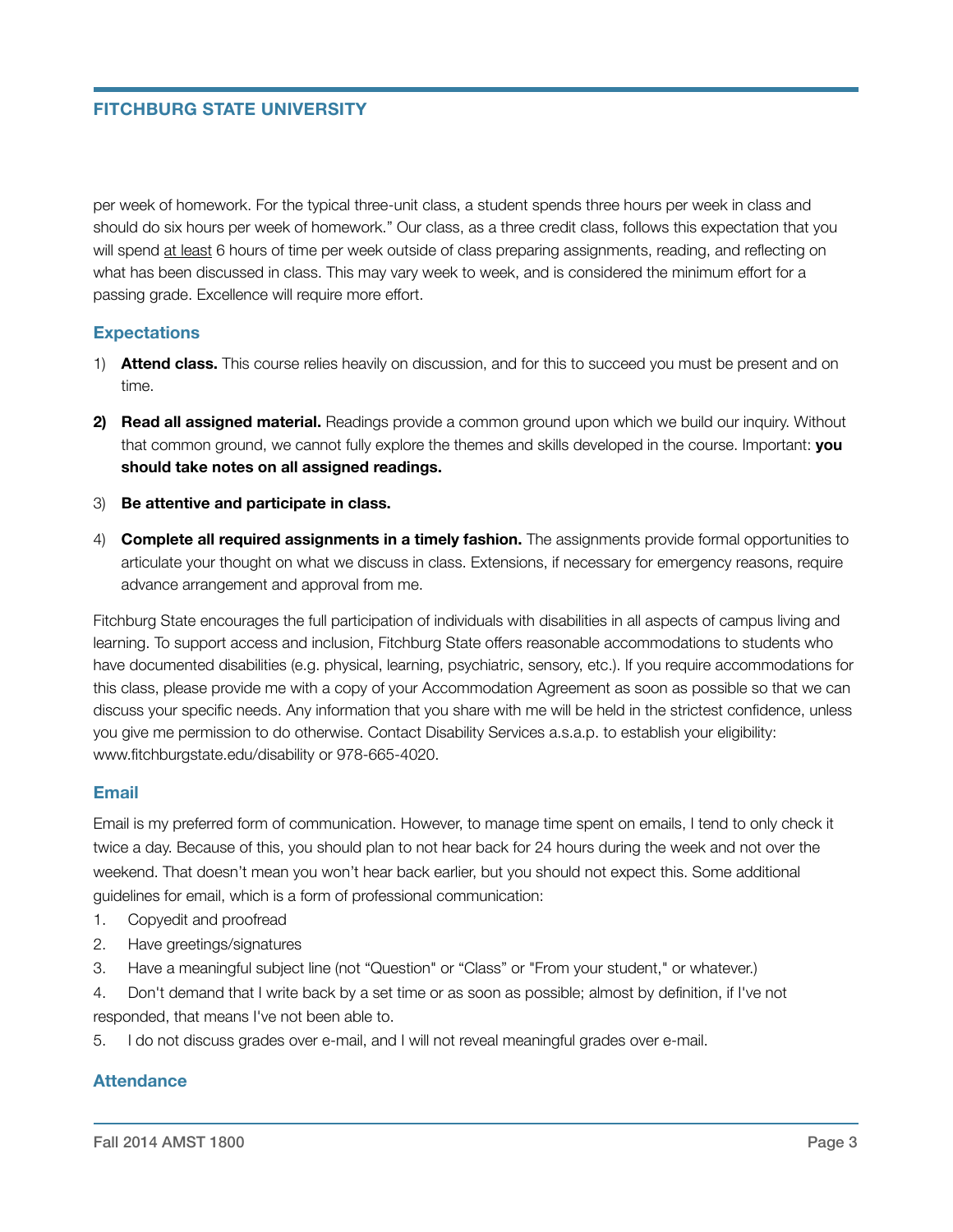per week of homework. For the typical three-unit class, a student spends three hours per week in class and should do six hours per week of homework." Our class, as a three credit class, follows this expectation that you will spend <u>at least</u> 6 hours of time per week outside of class preparing assignments, reading, and reflecting on what has been discussed in class. This may vary week to week, and is considered the minimum effort for a passing grade. Excellence will require more effort.

## Expectations

1) **Attend class.** This course relies heavily on discussion, and for this to succeed you must be present and on time.

2) **Read all assigned material.** Readings provide a common ground upon which we build our inquiry. Without that common ground, we cannot fully explore the themes and skills developed in the course. Important: **you should take notes on all assigned readings.**

3) **Be attentive and participate in class.**

4) **Complete all required assignments in a timely fashion.** The assignments provide formal opportunities to articulate your thought on what we discuss in class. Extensions, if necessary for emergency reasons, require advance arrangement and approval from me.

Fitchburg State encourages the full participation of individuals with disabilities in all aspects of campus living and learning. To support access and inclusion, Fitchburg State offers reasonable accommodations to students who have documented disabilities (e.g. physical, learning, psychiatric, sensory, etc.). If you require accommodations for this class, please provide me with a copy of your Accommodation Agreement as soon as possible so that we can discuss your specific needs. Any information that you share with me will be held in the strictest confidence, unless you give me permission to do otherwise. Contact Disability Services a.s.a.p. to establish your eligibility: www.fitchburgstate.edu/disability or 978-665-4020.

## Email

Email is my preferred form of communication. However, to manage time spent on emails, I tend to only check it twice a day. Because of this, you should plan to not hear back for 24 hours during the week and not over the weekend. That doesn't mean you won't hear back earlier, but you should not expect this. Some additional guidelines for email, which is a form of professional communication:

1. Copyedit and proofread
2. Have greetings/signatures
3. Have a meaningful subject line (not "Question" or "Class" or "From your student," or whatever.)
4. Don't demand that I write back by a set time or as soon as possible; almost by definition, if I've not responded, that means I've not been able to.
5. I do not discuss grades over e-mail, and I will not reveal meaningful grades over e-mail.

## Attendance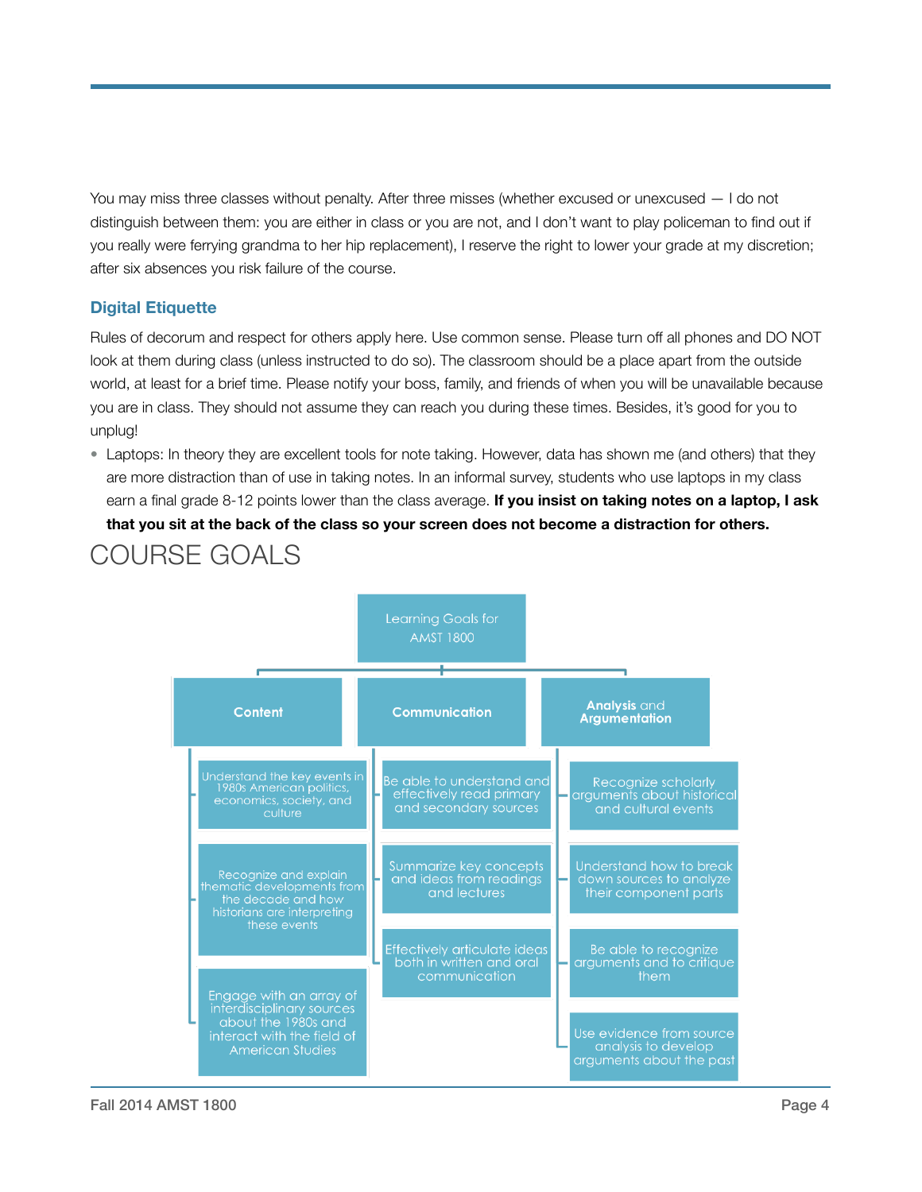You may miss three classes without penalty. After three misses (whether excused or unexcused — I do not distinguish between them: you are either in class or you are not, and I don't want to play policeman to find out if you really were ferrying grandma to her hip replacement), I reserve the right to lower your grade at my discretion; after six absences you risk failure of the course.

### Digital Etiquette

Rules of decorum and respect for others apply here. Use common sense. Please turn off all phones and DO NOT look at them during class (unless instructed to do so). The classroom should be a place apart from the outside world, at least for a brief time. Please notify your boss, family, and friends of when you will be unavailable because you are in class. They should not assume they can reach you during these times. Besides, it's good for you to unplug!

- Laptops: In theory they are excellent tools for note taking. However, data has shown me (and others) that they are more distraction than of use in taking notes. In an informal survey, students who use laptops in my class earn a final grade 8-12 points lower than the class average. **If you insist on taking notes on a laptop, I ask that you sit at the back of the class so your screen does not become a distraction for others.**

# COURSE GOALS

**Learning Goals for AMST 1800**

- **Content**
  - Understand the key events in 1980s American politics, economics, society, and culture
  - Recognize and explain thematic developments from the decade and how historians are interpreting these events
  - Engage with an array of interdisciplinary sources about the 1980s and interact with the field of American Studies
- **Communication**
  - Be able to understand and effectively read primary and secondary sources
  - Summarize key concepts and ideas from readings and lectures
  - Effectively articulate ideas both in written and oral communication
- **Analysis and Argumentation**
  - Recognize scholarly arguments about historical and cultural events
  - Understand how to break down sources to analyze their component parts
  - Be able to recognize arguments and to critique them
  - Use evidence from source analysis to develop arguments about the past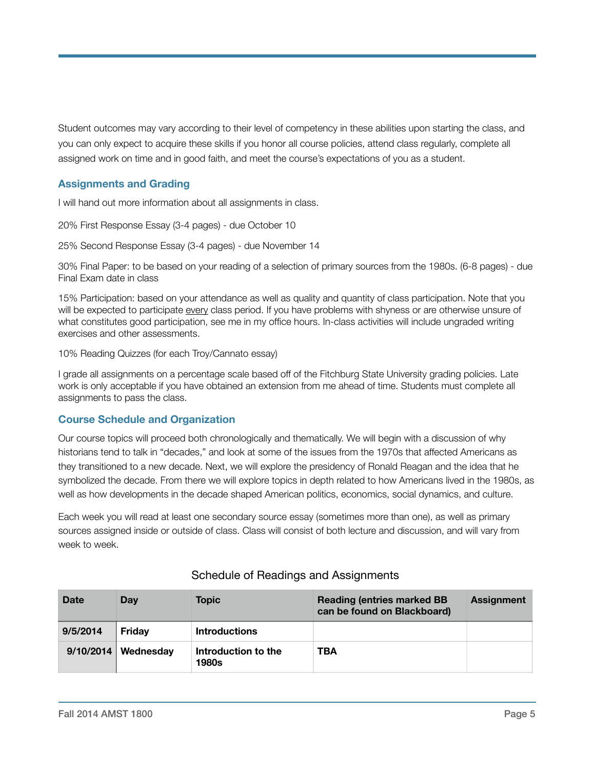Student outcomes may vary according to their level of competency in these abilities upon starting the class, and you can only expect to acquire these skills if you honor all course policies, attend class regularly, complete all assigned work on time and in good faith, and meet the course's expectations of you as a student.

## Assignments and Grading

I will hand out more information about all assignments in class.

20% First Response Essay (3-4 pages) - due October 10

25% Second Response Essay (3-4 pages) - due November 14

30% Final Paper: to be based on your reading of a selection of primary sources from the 1980s. (6-8 pages) - due Final Exam date in class

15% Participation: based on your attendance as well as quality and quantity of class participation. Note that you will be expected to participate <u>every</u> class period. If you have problems with shyness or are otherwise unsure of what constitutes good participation, see me in my office hours. In-class activities will include ungraded writing exercises and other assessments.

10% Reading Quizzes (for each Troy/Cannato essay)

I grade all assignments on a percentage scale based off of the Fitchburg State University grading policies. Late work is only acceptable if you have obtained an extension from me ahead of time. Students must complete all assignments to pass the class.

## Course Schedule and Organization

Our course topics will proceed both chronologically and thematically. We will begin with a discussion of why historians tend to talk in "decades," and look at some of the issues from the 1970s that affected Americans as they transitioned to a new decade. Next, we will explore the presidency of Ronald Reagan and the idea that he symbolized the decade. From there we will explore topics in depth related to how Americans lived in the 1980s, as well as how developments in the decade shaped American politics, economics, social dynamics, and culture.

Each week you will read at least one secondary source essay (sometimes more than one), as well as primary sources assigned inside or outside of class. Class will consist of both lecture and discussion, and will vary from week to week.

### Schedule of Readings and Assignments

| Date | Day | Topic | Reading (entries marked BB can be found on Blackboard) | Assignment |
|---|---|---|---|---|
| 9/5/2014 | Friday | Introductions | | |
| 9/10/2014 | Wednesday | Introduction to the 1980s | TBA | |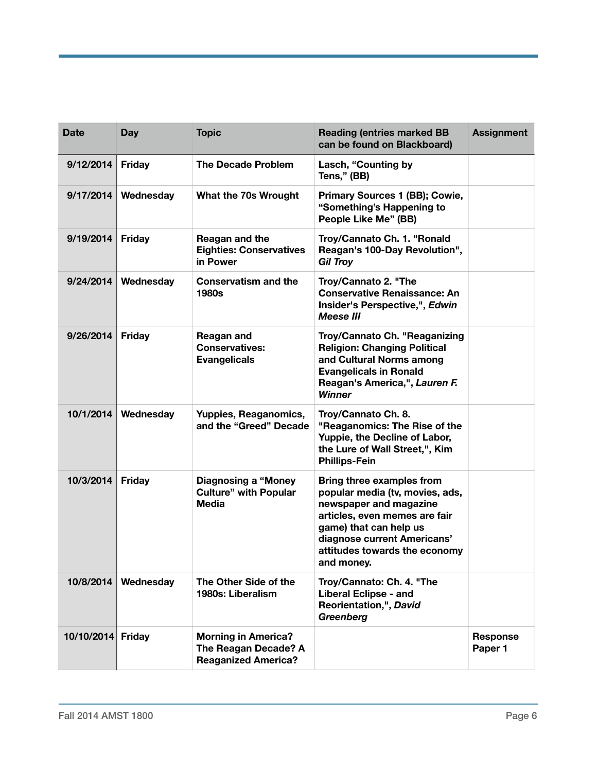| Date | Day | Topic | Reading (entries marked BB can be found on Blackboard) | Assignment |
|---|---|---|---|---|
| 9/12/2014 | Friday | The Decade Problem | Lasch, "Counting by Tens," (BB) | |
| 9/17/2014 | Wednesday | What the 70s Wrought | Primary Sources 1 (BB); Cowie, "Something's Happening to People Like Me" (BB) | |
| 9/19/2014 | Friday | Reagan and the Eighties: Conservatives in Power | Troy/Cannato Ch. 1. "Ronald Reagan's 100-Day Revolution", *Gil Troy* | |
| 9/24/2014 | Wednesday | Conservatism and the 1980s | Troy/Cannato 2. "The Conservative Renaissance: An Insider's Perspective,", *Edwin Meese III* | |
| 9/26/2014 | Friday | Reagan and Conservatives: Evangelicals | Troy/Cannato Ch. "Reaganizing Religion: Changing Political and Cultural Norms among Evangelicals in Ronald Reagan's America,", *Lauren F. Winner* | |
| 10/1/2014 | Wednesday | Yuppies, Reaganomics, and the "Greed" Decade | Troy/Cannato Ch. 8. "Reaganomics: The Rise of the Yuppie, the Decline of Labor, the Lure of Wall Street,", Kim Phillips-Fein | |
| 10/3/2014 | Friday | Diagnosing a "Money Culture" with Popular Media | Bring three examples from popular media (tv, movies, ads, newspaper and magazine articles, even memes are fair game) that can help us diagnose current Americans' attitudes towards the economy and money. | |
| 10/8/2014 | Wednesday | The Other Side of the 1980s: Liberalism | Troy/Cannato: Ch. 4. "The Liberal Eclipse - and Reorientation,", *David Greenberg* | |
| 10/10/2014 | Friday | Morning in America? The Reagan Decade? A Reaganized America? | | Response Paper 1 |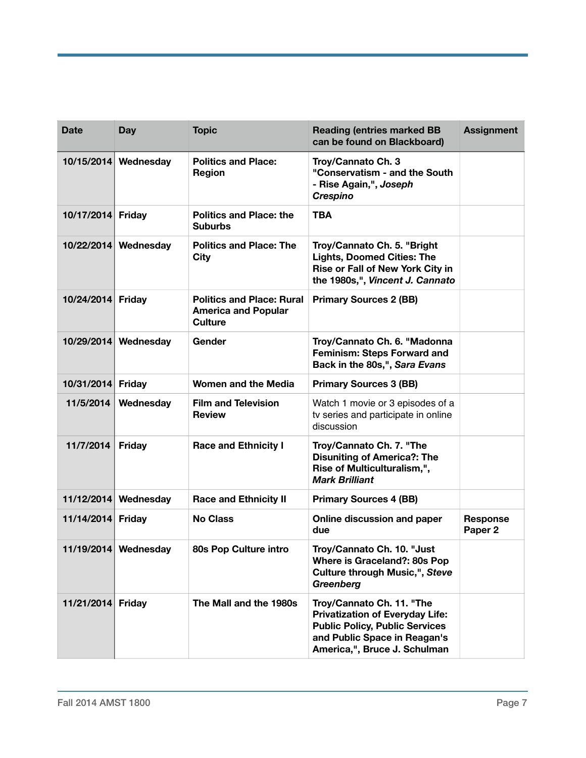| Date | Day | Topic | Reading (entries marked BB can be found on Blackboard) | Assignment |
|---|---|---|---|---|
| 10/15/2014 | Wednesday | Politics and Place: Region | Troy/Cannato Ch. 3 "Conservatism - and the South - Rise Again,", *Joseph Crespino* | |
| 10/17/2014 | Friday | Politics and Place: the Suburbs | TBA | |
| 10/22/2014 | Wednesday | Politics and Place: The City | Troy/Cannato Ch. 5. "Bright Lights, Doomed Cities: The Rise or Fall of New York City in the 1980s,", *Vincent J. Cannato* | |
| 10/24/2014 | Friday | Politics and Place: Rural America and Popular Culture | Primary Sources 2 (BB) | |
| 10/29/2014 | Wednesday | Gender | Troy/Cannato Ch. 6. "Madonna Feminism: Steps Forward and Back in the 80s,", *Sara Evans* | |
| 10/31/2014 | Friday | Women and the Media | Primary Sources 3 (BB) | |
| 11/5/2014 | Wednesday | Film and Television Review | Watch 1 movie or 3 episodes of a tv series and participate in online discussion | |
| 11/7/2014 | Friday | Race and Ethnicity I | Troy/Cannato Ch. 7. "The Disuniting of America?: The Rise of Multiculturalism,", *Mark Brilliant* | |
| 11/12/2014 | Wednesday | Race and Ethnicity II | Primary Sources 4 (BB) | |
| 11/14/2014 | Friday | No Class | Online discussion and paper due | Response Paper 2 |
| 11/19/2014 | Wednesday | 80s Pop Culture intro | Troy/Cannato Ch. 10. "Just Where is Graceland?: 80s Pop Culture through Music,", *Steve Greenberg* | |
| 11/21/2014 | Friday | The Mall and the 1980s | Troy/Cannato Ch. 11. "The Privatization of Everyday Life: Public Policy, Public Services and Public Space in Reagan's America,", Bruce J. Schulman | |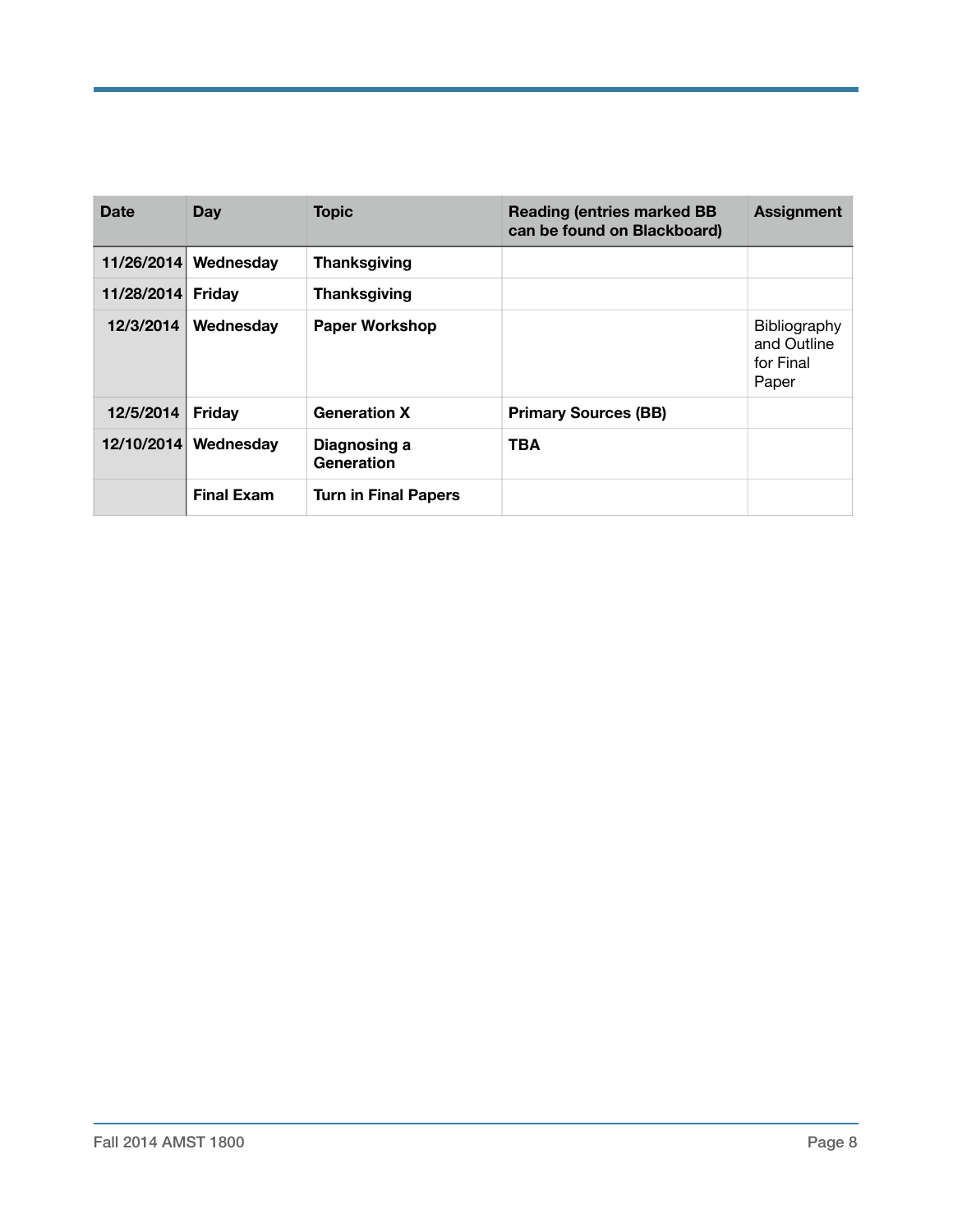| Date | Day | Topic | Reading (entries marked BB can be found on Blackboard) | Assignment |
|---|---|---|---|---|
| 11/26/2014 | Wednesday | Thanksgiving | | |
| 11/28/2014 | Friday | Thanksgiving | | |
| 12/3/2014 | Wednesday | Paper Workshop | | Bibliography and Outline for Final Paper |
| 12/5/2014 | Friday | Generation X | Primary Sources (BB) | |
| 12/10/2014 | Wednesday | Diagnosing a Generation | TBA | |
| | Final Exam | Turn in Final Papers | | |